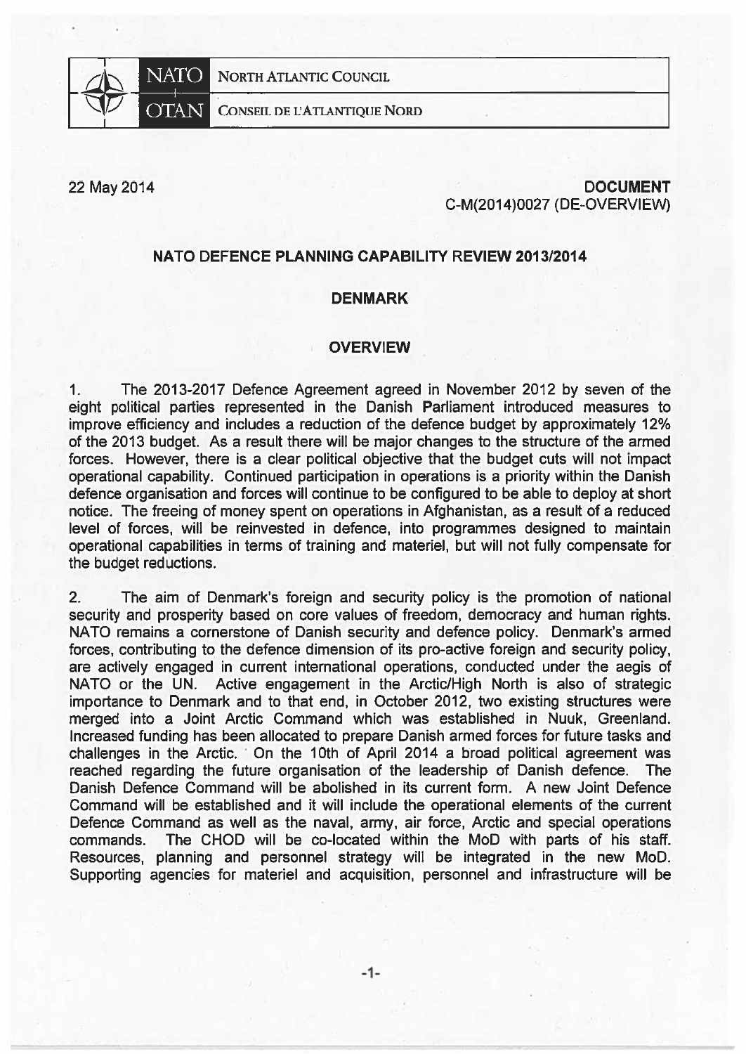NATO | NORTH ATLANTIC COUNCIL

OTAN | CONSEIL DE L'ATLANTIQUE NORD

22 May 2014

**DOCUMENT**
**C-M(2014)0027 (DE-OVERVIEW)**

## NATO DEFENCE PLANNING CAPABILITY REVIEW 2013/2014

## DENMARK

## OVERVIEW

1. The 2013-2017 Defence Agreement agreed in November 2012 by seven of the eight political parties represented in the Danish Parliament introduced measures to improve efficiency and includes a reduction of the defence budget by approximately 12% of the 2013 budget. As a result there will be major changes to the structure of the armed forces. However, there is a clear political objective that the budget cuts will not impact operational capability. Continued participation in operations is a priority within the Danish defence organisation and forces will continue to be configured to be able to deploy at short notice. The freeing of money spent on operations in Afghanistan, as a result of a reduced level of forces, will be reinvested in defence, into programmes designed to maintain operational capabilities in terms of training and materiel, but will not fully compensate for the budget reductions.

2. The aim of Denmark's foreign and security policy is the promotion of national security and prosperity based on core values of freedom, democracy and human rights. NATO remains a cornerstone of Danish security and defence policy. Denmark's armed forces, contributing to the defence dimension of its pro-active foreign and security policy, are actively engaged in current international operations, conducted under the aegis of NATO or the UN. Active engagement in the Arctic/High North is also of strategic importance to Denmark and to that end, in October 2012, two existing structures were merged into a Joint Arctic Command which was established in Nuuk, Greenland. Increased funding has been allocated to prepare Danish armed forces for future tasks and challenges in the Arctic. On the 10th of April 2014 a broad political agreement was reached regarding the future organisation of the leadership of Danish defence. The Danish Defence Command will be abolished in its current form. A new Joint Defence Command will be established and it will include the operational elements of the current Defence Command as well as the naval, army, air force, Arctic and special operations commands. The CHOD will be co-located within the MoD with parts of his staff. Resources, planning and personnel strategy will be integrated in the new MoD. Supporting agencies for materiel and acquisition, personnel and infrastructure will be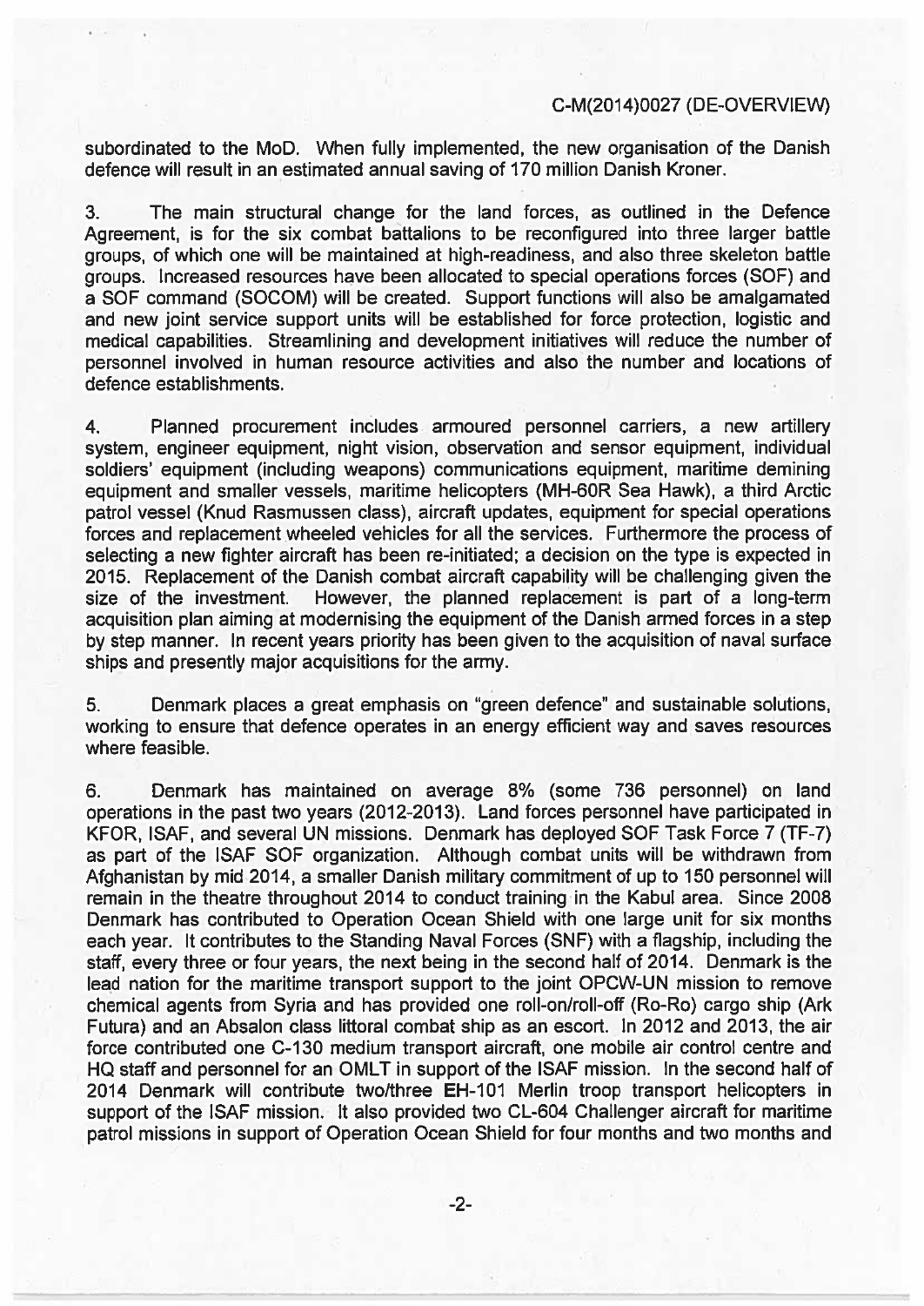subordinated to the MoD. When fully implemented, the new organisation of the Danish defence will result in an estimated annual saving of 170 million Danish Kroner.

3. The main structural change for the land forces, as outlined in the Defence Agreement, is for the six combat battalions to be reconfigured into three larger battle groups, of which one will be maintained at high-readiness, and also three skeleton battle groups. Increased resources have been allocated to special operations forces (SOF) and a SOF command (SOCOM) will be created. Support functions will also be amalgamated and new joint service support units will be established for force protection, logistic and medical capabilities. Streamlining and development initiatives will reduce the number of personnel involved in human resource activities and also the number and locations of defence establishments.

4. Planned procurement includes armoured personnel carriers, a new artillery system, engineer equipment, night vision, observation and sensor equipment, individual soldiers' equipment (including weapons) communications equipment, maritime demining equipment and smaller vessels, maritime helicopters (MH-60R Sea Hawk), a third Arctic patrol vessel (Knud Rasmussen class), aircraft updates, equipment for special operations forces and replacement wheeled vehicles for all the services. Furthermore the process of selecting a new fighter aircraft has been re-initiated; a decision on the type is expected in 2015. Replacement of the Danish combat aircraft capability will be challenging given the size of the investment. However, the planned replacement is part of a long-term acquisition plan aiming at modernising the equipment of the Danish armed forces in a step by step manner. In recent years priority has been given to the acquisition of naval surface ships and presently major acquisitions for the army.

5. Denmark places a great emphasis on "green defence" and sustainable solutions, working to ensure that defence operates in an energy efficient way and saves resources where feasible.

6. Denmark has maintained on average 8% (some 736 personnel) on land operations in the past two years (2012-2013). Land forces personnel have participated in KFOR, ISAF, and several UN missions. Denmark has deployed SOF Task Force 7 (TF-7) as part of the ISAF SOF organization. Although combat units will be withdrawn from Afghanistan by mid 2014, a smaller Danish military commitment of up to 150 personnel will remain in the theatre throughout 2014 to conduct training in the Kabul area. Since 2008 Denmark has contributed to Operation Ocean Shield with one large unit for six months each year. It contributes to the Standing Naval Forces (SNF) with a flagship, including the staff, every three or four years, the next being in the second half of 2014. Denmark is the lead nation for the maritime transport support to the joint OPCW-UN mission to remove chemical agents from Syria and has provided one roll-on/roll-off (Ro-Ro) cargo ship (Ark Futura) and an Absalon class littoral combat ship as an escort. In 2012 and 2013, the air force contributed one C-130 medium transport aircraft, one mobile air control centre and HQ staff and personnel for an OMLT in support of the ISAF mission. In the second half of 2014 Denmark will contribute two/three EH-101 Merlin troop transport helicopters in support of the ISAF mission. It also provided two CL-604 Challenger aircraft for maritime patrol missions in support of Operation Ocean Shield for four months and two months and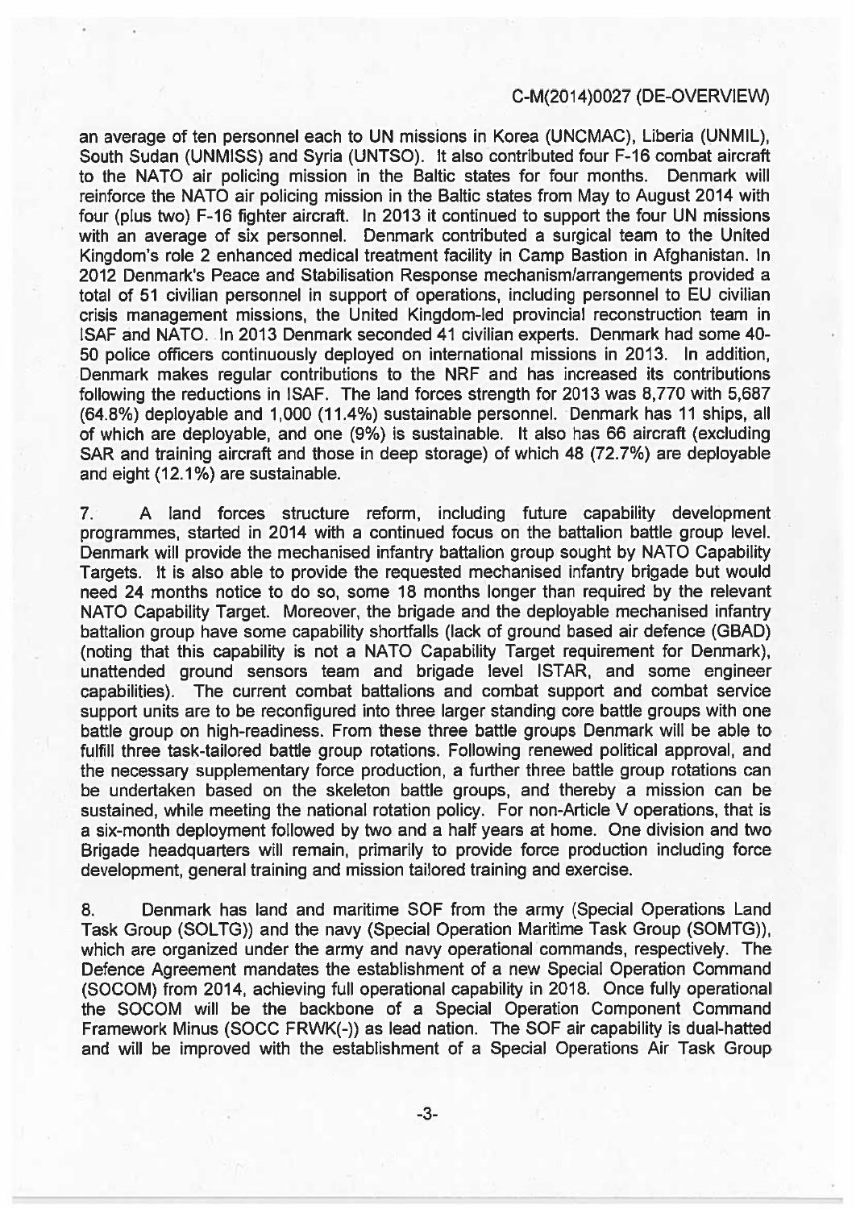an average of ten personnel each to UN missions in Korea (UNCMAC), Liberia (UNMIL), South Sudan (UNMISS) and Syria (UNTSO). It also contributed four F-16 combat aircraft to the NATO air policing mission in the Baltic states for four months. Denmark will reinforce the NATO air policing mission in the Baltic states from May to August 2014 with four (plus two) F-16 fighter aircraft. In 2013 it continued to support the four UN missions with an average of six personnel. Denmark contributed a surgical team to the United Kingdom's role 2 enhanced medical treatment facility in Camp Bastion in Afghanistan. In 2012 Denmark's Peace and Stabilisation Response mechanism/arrangements provided a total of 51 civilian personnel in support of operations, including personnel to EU civilian crisis management missions, the United Kingdom-led provincial reconstruction team in ISAF and NATO. In 2013 Denmark seconded 41 civilian experts. Denmark had some 40-50 police officers continuously deployed on international missions in 2013. In addition, Denmark makes regular contributions to the NRF and has increased its contributions following the reductions in ISAF. The land forces strength for 2013 was 8,770 with 5,687 (64.8%) deployable and 1,000 (11.4%) sustainable personnel. Denmark has 11 ships, all of which are deployable, and one (9%) is sustainable. It also has 66 aircraft (excluding SAR and training aircraft and those in deep storage) of which 48 (72.7%) are deployable and eight (12.1%) are sustainable.

7. A land forces structure reform, including future capability development programmes, started in 2014 with a continued focus on the battalion battle group level. Denmark will provide the mechanised infantry battalion group sought by NATO Capability Targets. It is also able to provide the requested mechanised infantry brigade but would need 24 months notice to do so, some 18 months longer than required by the relevant NATO Capability Target. Moreover, the brigade and the deployable mechanised infantry battalion group have some capability shortfalls (lack of ground based air defence (GBAD) (noting that this capability is not a NATO Capability Target requirement for Denmark), unattended ground sensors team and brigade level ISTAR, and some engineer capabilities). The current combat battalions and combat support and combat service support units are to be reconfigured into three larger standing core battle groups with one battle group on high-readiness. From these three battle groups Denmark will be able to fulfill three task-tailored battle group rotations. Following renewed political approval, and the necessary supplementary force production, a further three battle group rotations can be undertaken based on the skeleton battle groups, and thereby a mission can be sustained, while meeting the national rotation policy. For non-Article V operations, that is a six-month deployment followed by two and a half years at home. One division and two Brigade headquarters will remain, primarily to provide force production including force development, general training and mission tailored training and exercise.

8. Denmark has land and maritime SOF from the army (Special Operations Land Task Group (SOLTG)) and the navy (Special Operation Maritime Task Group (SOMTG)), which are organized under the army and navy operational commands, respectively. The Defence Agreement mandates the establishment of a new Special Operation Command (SOCOM) from 2014, achieving full operational capability in 2018. Once fully operational the SOCOM will be the backbone of a Special Operation Component Command Framework Minus (SOCC FRWK(-)) as lead nation. The SOF air capability is dual-hatted and will be improved with the establishment of a Special Operations Air Task Group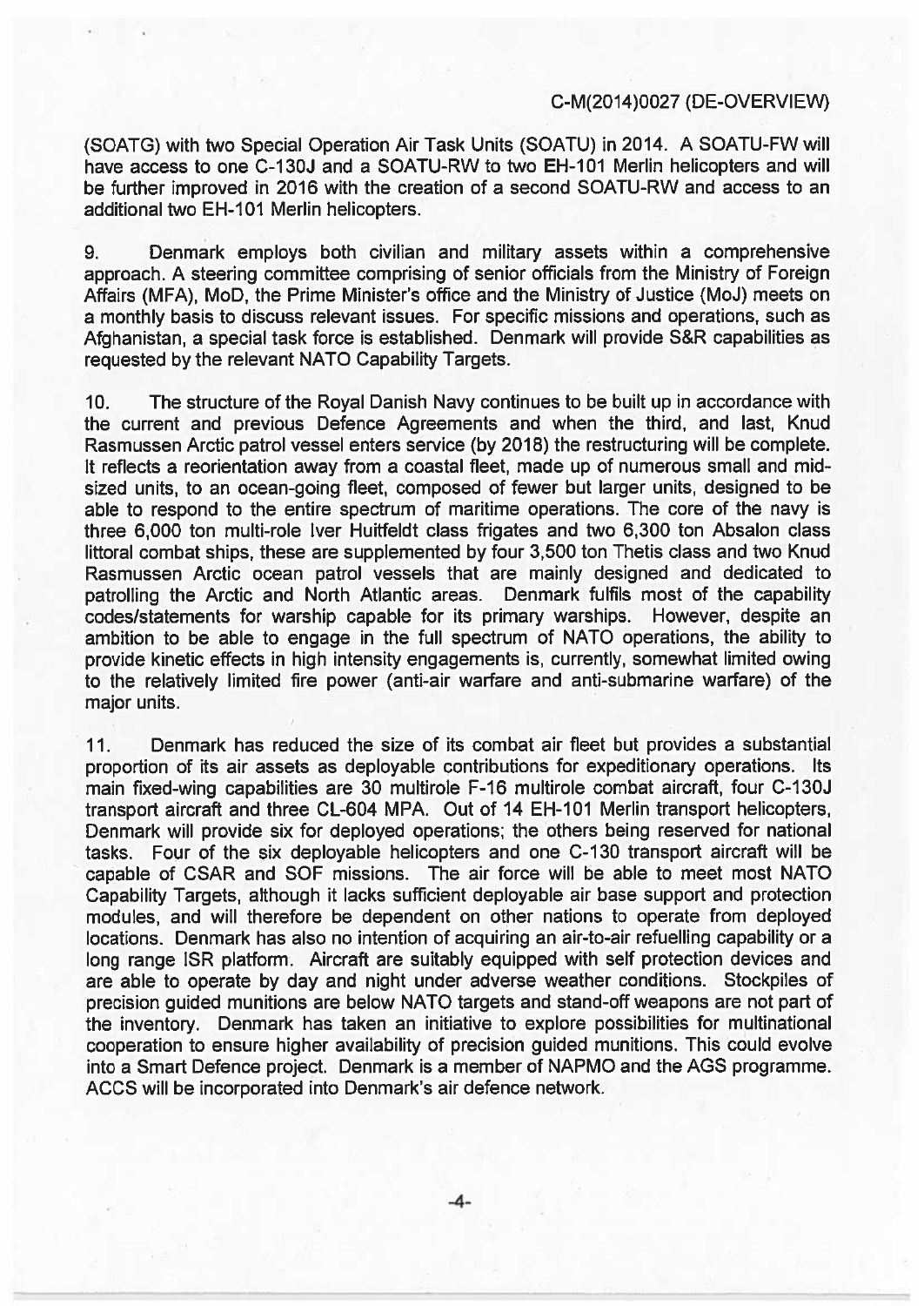(SOATG) with two Special Operation Air Task Units (SOATU) in 2014. A SOATU-FW will have access to one C-130J and a SOATU-RW to two EH-101 Merlin helicopters and will be further improved in 2016 with the creation of a second SOATU-RW and access to an additional two EH-101 Merlin helicopters.

9. Denmark employs both civilian and military assets within a comprehensive approach. A steering committee comprising of senior officials from the Ministry of Foreign Affairs (MFA), MoD, the Prime Minister's office and the Ministry of Justice (MoJ) meets on a monthly basis to discuss relevant issues. For specific missions and operations, such as Afghanistan, a special task force is established. Denmark will provide S&R capabilities as requested by the relevant NATO Capability Targets.

10. The structure of the Royal Danish Navy continues to be built up in accordance with the current and previous Defence Agreements and when the third, and last, Knud Rasmussen Arctic patrol vessel enters service (by 2018) the restructuring will be complete. It reflects a reorientation away from a coastal fleet, made up of numerous small and mid-sized units, to an ocean-going fleet, composed of fewer but larger units, designed to be able to respond to the entire spectrum of maritime operations. The core of the navy is three 6,000 ton multi-role Iver Huitfeldt class frigates and two 6,300 ton Absalon class littoral combat ships, these are supplemented by four 3,500 ton Thetis class and two Knud Rasmussen Arctic ocean patrol vessels that are mainly designed and dedicated to patrolling the Arctic and North Atlantic areas. Denmark fulfils most of the capability codes/statements for warship capable for its primary warships. However, despite an ambition to be able to engage in the full spectrum of NATO operations, the ability to provide kinetic effects in high intensity engagements is, currently, somewhat limited owing to the relatively limited fire power (anti-air warfare and anti-submarine warfare) of the major units.

11. Denmark has reduced the size of its combat air fleet but provides a substantial proportion of its air assets as deployable contributions for expeditionary operations. Its main fixed-wing capabilities are 30 multirole F-16 multirole combat aircraft, four C-130J transport aircraft and three CL-604 MPA. Out of 14 EH-101 Merlin transport helicopters, Denmark will provide six for deployed operations; the others being reserved for national tasks. Four of the six deployable helicopters and one C-130 transport aircraft will be capable of CSAR and SOF missions. The air force will be able to meet most NATO Capability Targets, although it lacks sufficient deployable air base support and protection modules, and will therefore be dependent on other nations to operate from deployed locations. Denmark has also no intention of acquiring an air-to-air refuelling capability or a long range ISR platform. Aircraft are suitably equipped with self protection devices and are able to operate by day and night under adverse weather conditions. Stockpiles of precision guided munitions are below NATO targets and stand-off weapons are not part of the inventory. Denmark has taken an initiative to explore possibilities for multinational cooperation to ensure higher availability of precision guided munitions. This could evolve into a Smart Defence project. Denmark is a member of NAPMO and the AGS programme. ACCS will be incorporated into Denmark's air defence network.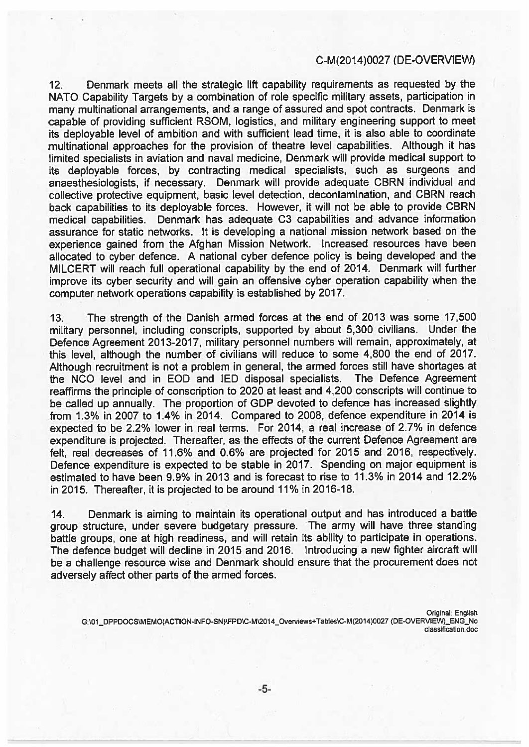12. Denmark meets all the strategic lift capability requirements as requested by the NATO Capability Targets by a combination of role specific military assets, participation in many multinational arrangements, and a range of assured and spot contracts. Denmark is capable of providing sufficient RSOM, logistics, and military engineering support to meet its deployable level of ambition and with sufficient lead time, it is also able to coordinate multinational approaches for the provision of theatre level capabilities. Although it has limited specialists in aviation and naval medicine, Denmark will provide medical support to its deployable forces, by contracting medical specialists, such as surgeons and anaesthesiologists, if necessary. Denmark will provide adequate CBRN individual and collective protective equipment, basic level detection, decontamination, and CBRN reach back capabilities to its deployable forces. However, it will not be able to provide CBRN medical capabilities. Denmark has adequate C3 capabilities and advance information assurance for static networks. It is developing a national mission network based on the experience gained from the Afghan Mission Network. Increased resources have been allocated to cyber defence. A national cyber defence policy is being developed and the MILCERT will reach full operational capability by the end of 2014. Denmark will further improve its cyber security and will gain an offensive cyber operation capability when the computer network operations capability is established by 2017.

13. The strength of the Danish armed forces at the end of 2013 was some 17,500 military personnel, including conscripts, supported by about 5,300 civilians. Under the Defence Agreement 2013-2017, military personnel numbers will remain, approximately, at this level, although the number of civilians will reduce to some 4,800 the end of 2017. Although recruitment is not a problem in general, the armed forces still have shortages at the NCO level and in EOD and IED disposal specialists. The Defence Agreement reaffirms the principle of conscription to 2020 at least and 4,200 conscripts will continue to be called up annually. The proportion of GDP devoted to defence has increased slightly from 1.3% in 2007 to 1.4% in 2014. Compared to 2008, defence expenditure in 2014 is expected to be 2.2% lower in real terms. For 2014, a real increase of 2.7% in defence expenditure is projected. Thereafter, as the effects of the current Defence Agreement are felt, real decreases of 11.6% and 0.6% are projected for 2015 and 2016, respectively. Defence expenditure is expected to be stable in 2017. Spending on major equipment is estimated to have been 9.9% in 2013 and is forecast to rise to 11.3% in 2014 and 12.2% in 2015. Thereafter, it is projected to be around 11% in 2016-18.

14. Denmark is aiming to maintain its operational output and has introduced a battle group structure, under severe budgetary pressure. The army will have three standing battle groups, one at high readiness, and will retain its ability to participate in operations. The defence budget will decline in 2015 and 2016. Introducing a new fighter aircraft will be a challenge resource wise and Denmark should ensure that the procurement does not adversely affect other parts of the armed forces.

Original: English
G:\01_DPPDOCS\MEMO(ACTION-INFO-SN)\FPD\C-M\2014_Overviews+Tables\C-M(2014)0027 (DE-OVERVIEW)_ENG_No classification.doc